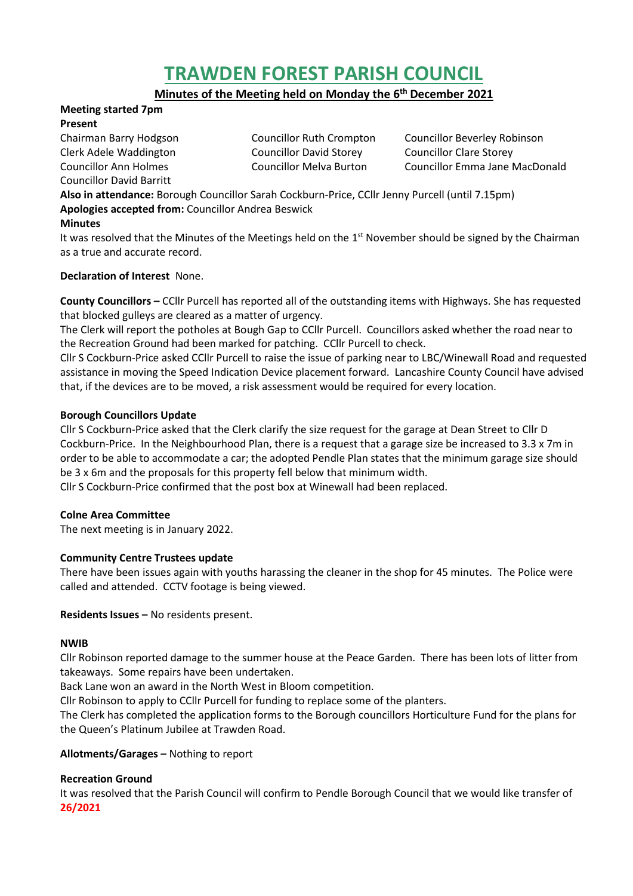# TRAWDEN FOREST PARISH COUNCIL

## Minutes of the Meeting held on Monday the 6th December 2021

**Meeting started 7pm**

**Present**

Chairman Barry Hodgson
Clerk Adele Waddington
Councillor Ann Holmes
Councillor David Barritt
Councillor Ruth Crompton
Councillor David Storey
Councillor Melva Burton
Councillor Beverley Robinson
Councillor Clare Storey
Councillor Emma Jane MacDonald

**Also in attendance:** Borough Councillor Sarah Cockburn-Price, CCllr Jenny Purcell (until 7.15pm)

**Apologies accepted from:** Councillor Andrea Beswick

**Minutes**

It was resolved that the Minutes of the Meetings held on the 1st November should be signed by the Chairman as a true and accurate record.

**Declaration of Interest** None.

**County Councillors –** CCllr Purcell has reported all of the outstanding items with Highways. She has requested that blocked gulleys are cleared as a matter of urgency.

The Clerk will report the potholes at Bough Gap to CCllr Purcell. Councillors asked whether the road near to the Recreation Ground had been marked for patching. CCllr Purcell to check.

Cllr S Cockburn-Price asked CCllr Purcell to raise the issue of parking near to LBC/Winewall Road and requested assistance in moving the Speed Indication Device placement forward. Lancashire County Council have advised that, if the devices are to be moved, a risk assessment would be required for every location.

**Borough Councillors Update**

Cllr S Cockburn-Price asked that the Clerk clarify the size request for the garage at Dean Street to Cllr D Cockburn-Price. In the Neighbourhood Plan, there is a request that a garage size be increased to 3.3 x 7m in order to be able to accommodate a car; the adopted Pendle Plan states that the minimum garage size should be 3 x 6m and the proposals for this property fell below that minimum width.

Cllr S Cockburn-Price confirmed that the post box at Winewall had been replaced.

**Colne Area Committee**

The next meeting is in January 2022.

**Community Centre Trustees update**

There have been issues again with youths harassing the cleaner in the shop for 45 minutes. The Police were called and attended. CCTV footage is being viewed.

**Residents Issues –** No residents present.

**NWIB**

Cllr Robinson reported damage to the summer house at the Peace Garden. There has been lots of litter from takeaways. Some repairs have been undertaken.

Back Lane won an award in the North West in Bloom competition.

Cllr Robinson to apply to CCllr Purcell for funding to replace some of the planters.

The Clerk has completed the application forms to the Borough councillors Horticulture Fund for the plans for the Queen's Platinum Jubilee at Trawden Road.

**Allotments/Garages –** Nothing to report

**Recreation Ground**

It was resolved that the Parish Council will confirm to Pendle Borough Council that we would like transfer of

**26/2021**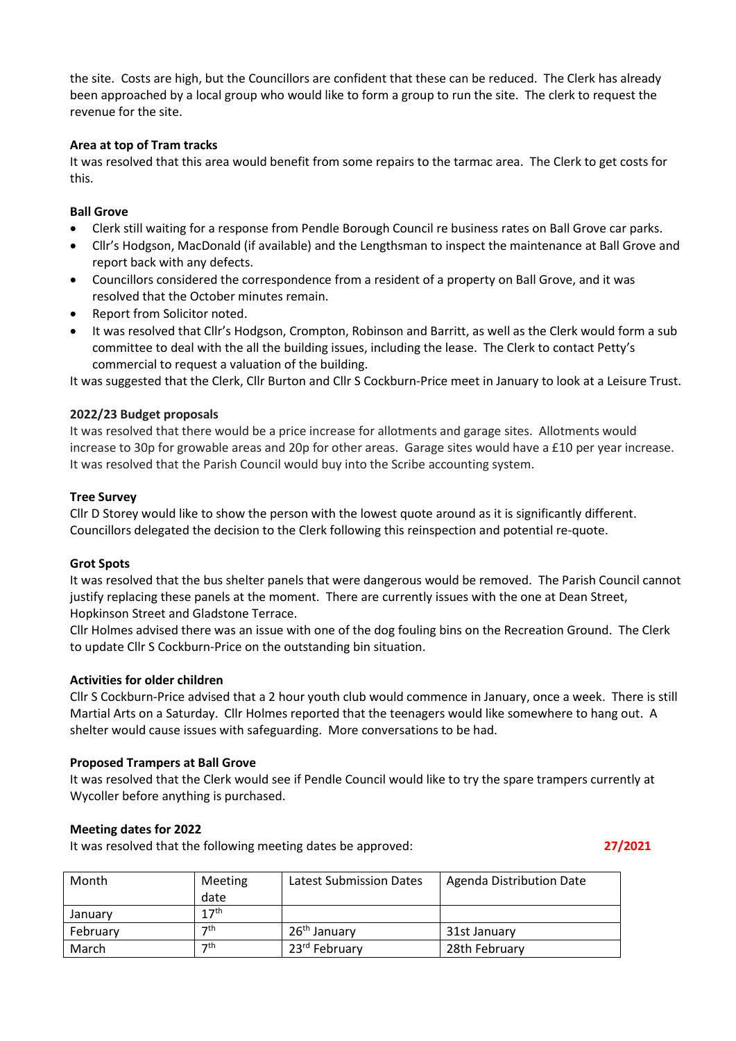the site. Costs are high, but the Councillors are confident that these can be reduced. The Clerk has already been approached by a local group who would like to form a group to run the site. The clerk to request the revenue for the site.

**Area at top of Tram tracks**

It was resolved that this area would benefit from some repairs to the tarmac area. The Clerk to get costs for this.

**Ball Grove**

- Clerk still waiting for a response from Pendle Borough Council re business rates on Ball Grove car parks.
- Cllr's Hodgson, MacDonald (if available) and the Lengthsman to inspect the maintenance at Ball Grove and report back with any defects.
- Councillors considered the correspondence from a resident of a property on Ball Grove, and it was resolved that the October minutes remain.
- Report from Solicitor noted.
- It was resolved that Cllr's Hodgson, Crompton, Robinson and Barritt, as well as the Clerk would form a sub committee to deal with the all the building issues, including the lease. The Clerk to contact Petty's commercial to request a valuation of the building.

It was suggested that the Clerk, Cllr Burton and Cllr S Cockburn-Price meet in January to look at a Leisure Trust.

**2022/23 Budget proposals**

It was resolved that there would be a price increase for allotments and garage sites. Allotments would increase to 30p for growable areas and 20p for other areas. Garage sites would have a £10 per year increase. It was resolved that the Parish Council would buy into the Scribe accounting system.

**Tree Survey**

Cllr D Storey would like to show the person with the lowest quote around as it is significantly different. Councillors delegated the decision to the Clerk following this reinspection and potential re-quote.

**Grot Spots**

It was resolved that the bus shelter panels that were dangerous would be removed. The Parish Council cannot justify replacing these panels at the moment. There are currently issues with the one at Dean Street, Hopkinson Street and Gladstone Terrace.

Cllr Holmes advised there was an issue with one of the dog fouling bins on the Recreation Ground. The Clerk to update Cllr S Cockburn-Price on the outstanding bin situation.

**Activities for older children**

Cllr S Cockburn-Price advised that a 2 hour youth club would commence in January, once a week. There is still Martial Arts on a Saturday. Cllr Holmes reported that the teenagers would like somewhere to hang out. A shelter would cause issues with safeguarding. More conversations to be had.

**Proposed Trampers at Ball Grove**

It was resolved that the Clerk would see if Pendle Council would like to try the spare trampers currently at Wycoller before anything is purchased.

**Meeting dates for 2022**

It was resolved that the following meeting dates be approved: **27/2021**

| Month | Meeting date | Latest Submission Dates | Agenda Distribution Date |
|---|---|---|---|
| January | 17th | | |
| February | 7th | 26th January | 31st January |
| March | 7th | 23rd February | 28th February |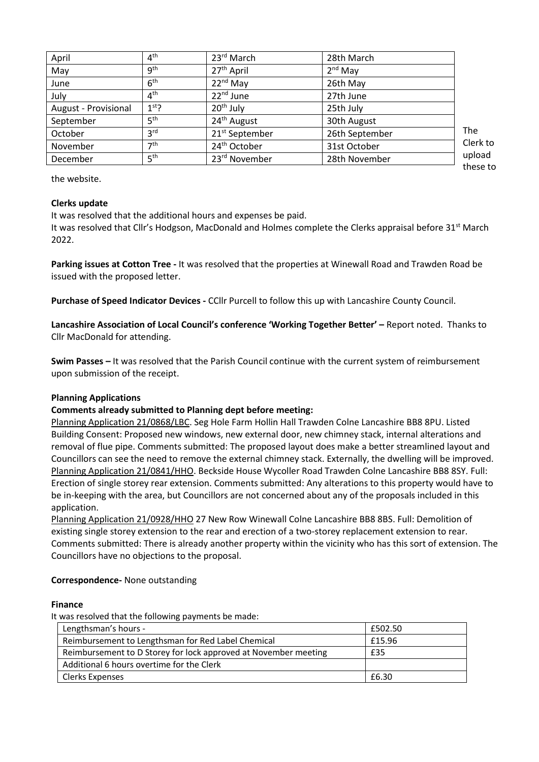| April | 4th | 23rd March | 28th March |
|---|---|---|---|
| May | 9th | 27th April | 2nd May |
| June | 6th | 22nd May | 26th May |
| July | 4th | 22nd June | 27th June |
| August - Provisional | 1st? | 20th July | 25th July |
| September | 5th | 24th August | 30th August |
| October | 3rd | 21st September | 26th September |
| November | 7th | 24th October | 31st October |
| December | 5th | 23rd November | 28th November |

The Clerk to upload these to the website.

**Clerks update**

It was resolved that the additional hours and expenses be paid.

It was resolved that Cllr's Hodgson, MacDonald and Holmes complete the Clerks appraisal before 31st March 2022.

**Parking issues at Cotton Tree -** It was resolved that the properties at Winewall Road and Trawden Road be issued with the proposed letter.

**Purchase of Speed Indicator Devices -** CCllr Purcell to follow this up with Lancashire County Council.

**Lancashire Association of Local Council's conference 'Working Together Better' –** Report noted. Thanks to Cllr MacDonald for attending.

**Swim Passes –** It was resolved that the Parish Council continue with the current system of reimbursement upon submission of the receipt.

**Planning Applications**

**Comments already submitted to Planning dept before meeting:**

Planning Application 21/0868/LBC. Seg Hole Farm Hollin Hall Trawden Colne Lancashire BB8 8PU. Listed Building Consent: Proposed new windows, new external door, new chimney stack, internal alterations and removal of flue pipe. Comments submitted: The proposed layout does make a better streamlined layout and Councillors can see the need to remove the external chimney stack. Externally, the dwelling will be improved.

Planning Application 21/0841/HHO. Beckside House Wycoller Road Trawden Colne Lancashire BB8 8SY. Full: Erection of single storey rear extension. Comments submitted: Any alterations to this property would have to be in-keeping with the area, but Councillors are not concerned about any of the proposals included in this application.

Planning Application 21/0928/HHO 27 New Row Winewall Colne Lancashire BB8 8BS. Full: Demolition of existing single storey extension to the rear and erection of a two-storey replacement extension to rear. Comments submitted: There is already another property within the vicinity who has this sort of extension. The Councillors have no objections to the proposal.

**Correspondence-** None outstanding

**Finance**

It was resolved that the following payments be made:

| Lengthsman's hours - | £502.50 |
|---|---|
| Reimbursement to Lengthsman for Red Label Chemical | £15.96 |
| Reimbursement to D Storey for lock approved at November meeting | £35 |
| Additional 6 hours overtime for the Clerk | |
| Clerks Expenses | £6.30 |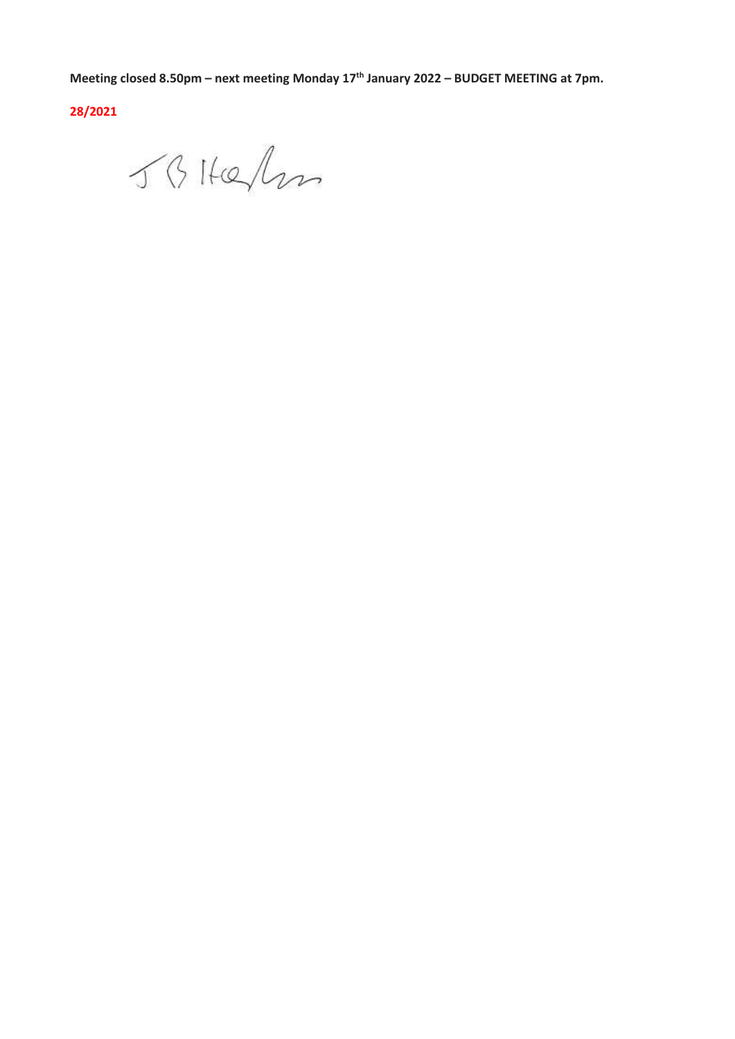**Meeting closed 8.50pm – next meeting Monday 17th January 2022 – BUDGET MEETING at 7pm.**

**28/2021**